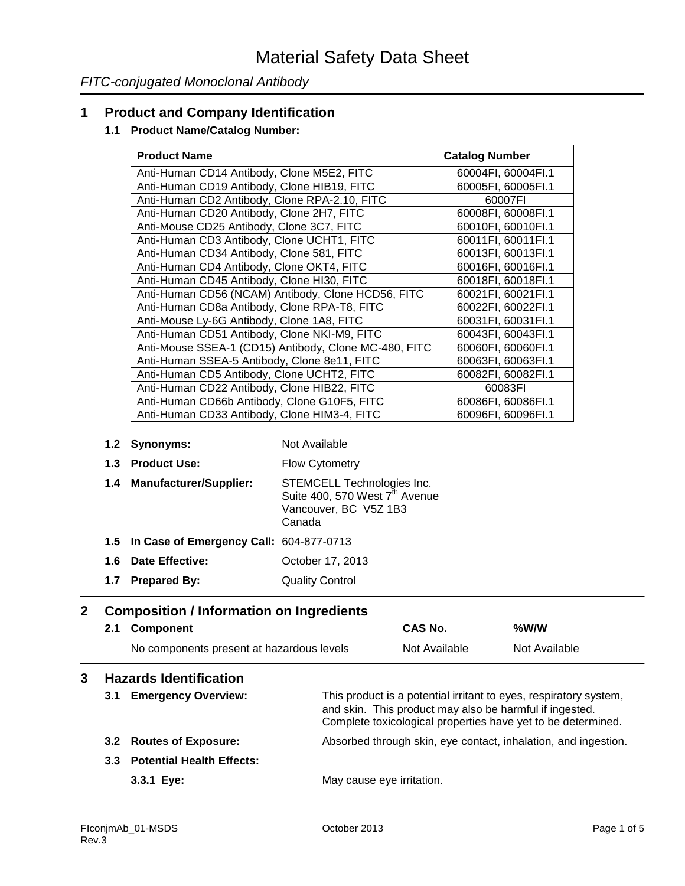# Material Safety Data Sheet

*FITC-conjugated Monoclonal Antibody*

## 1 Product and Company Identification

### 1.1 Product Name/Catalog Number:

| Product Name | Catalog Number |
| --- | --- |
| Anti-Human CD14 Antibody, Clone M5E2, FITC | 60004FI, 60004FI.1 |
| Anti-Human CD19 Antibody, Clone HIB19, FITC | 60005FI, 60005FI.1 |
| Anti-Human CD2 Antibody, Clone RPA-2.10, FITC | 60007FI |
| Anti-Human CD20 Antibody, Clone 2H7, FITC | 60008FI, 60008FI.1 |
| Anti-Mouse CD25 Antibody, Clone 3C7, FITC | 60010FI, 60010FI.1 |
| Anti-Human CD3 Antibody, Clone UCHT1, FITC | 60011FI, 60011FI.1 |
| Anti-Human CD34 Antibody, Clone 581, FITC | 60013FI, 60013FI.1 |
| Anti-Human CD4 Antibody, Clone OKT4, FITC | 60016FI, 60016FI.1 |
| Anti-Human CD45 Antibody, Clone HI30, FITC | 60018FI, 60018FI.1 |
| Anti-Human CD56 (NCAM) Antibody, Clone HCD56, FITC | 60021FI, 60021FI.1 |
| Anti-Human CD8a Antibody, Clone RPA-T8, FITC | 60022FI, 60022FI.1 |
| Anti-Mouse Ly-6G Antibody, Clone 1A8, FITC | 60031FI, 60031FI.1 |
| Anti-Human CD51 Antibody, Clone NKI-M9, FITC | 60043FI, 60043FI.1 |
| Anti-Mouse SSEA-1 (CD15) Antibody, Clone MC-480, FITC | 60060FI, 60060FI.1 |
| Anti-Human SSEA-5 Antibody, Clone 8e11, FITC | 60063FI, 60063FI.1 |
| Anti-Human CD5 Antibody, Clone UCHT2, FITC | 60082FI, 60082FI.1 |
| Anti-Human CD22 Antibody, Clone HIB22, FITC | 60083FI |
| Anti-Human CD66b Antibody, Clone G10F5, FITC | 60086FI, 60086FI.1 |
| Anti-Human CD33 Antibody, Clone HIM3-4, FITC | 60096FI, 60096FI.1 |

**1.2 Synonyms:** Not Available

**1.3 Product Use:** Flow Cytometry

**1.4 Manufacturer/Supplier:** STEMCELL Technologies Inc.
Suite 400, 570 West 7th Avenue
Vancouver, BC V5Z 1B3
Canada

**1.5 In Case of Emergency Call:** 604-877-0713

**1.6 Date Effective:** October 17, 2013

**1.7 Prepared By:** Quality Control

## 2 Composition / Information on Ingredients

| 2.1 Component | CAS No. | %W/W |
| --- | --- | --- |
| No components present at hazardous levels | Not Available | Not Available |

## 3 Hazards Identification

**3.1 Emergency Overview:** This product is a potential irritant to eyes, respiratory system, and skin. This product may also be harmful if ingested. Complete toxicological properties have yet to be determined.

**3.2 Routes of Exposure:** Absorbed through skin, eye contact, inhalation, and ingestion.

**3.3 Potential Health Effects:**

**3.3.1 Eye:** May cause eye irritation.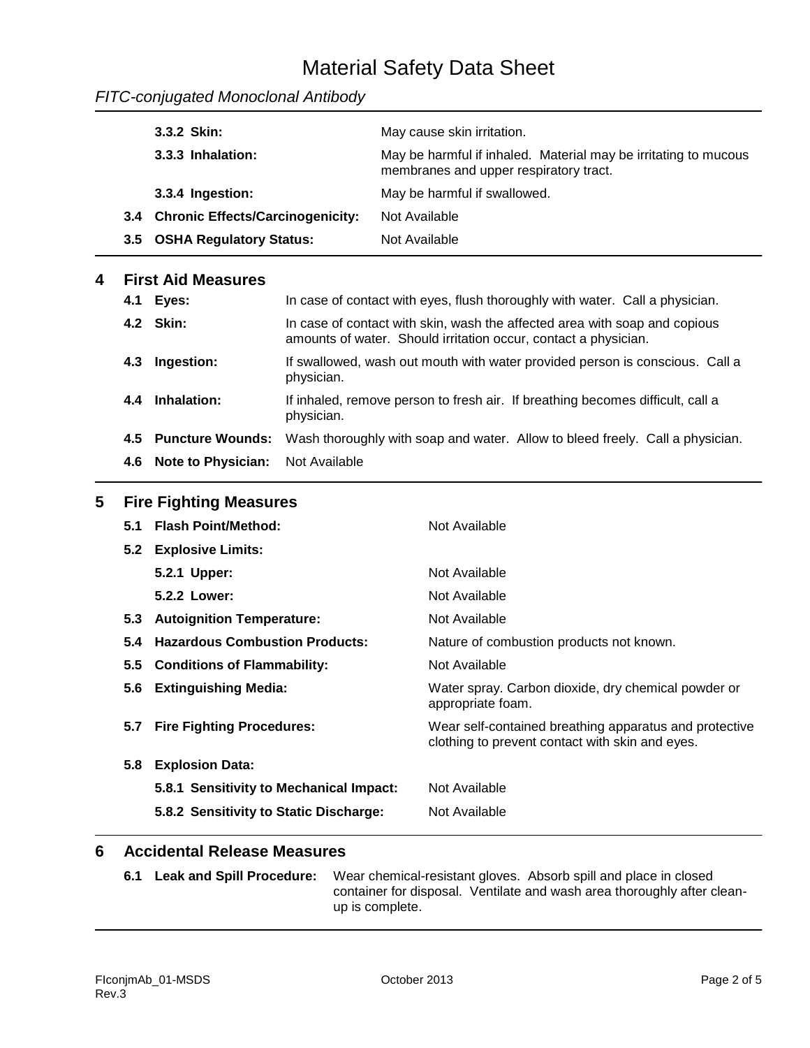| | |
|---|---|
| **3.3.2 Skin:** | May cause skin irritation. |
| **3.3.3 Inhalation:** | May be harmful if inhaled. Material may be irritating to mucous membranes and upper respiratory tract. |
| **3.3.4 Ingestion:** | May be harmful if swallowed. |
| **3.4 Chronic Effects/Carcinogenicity:** | Not Available |
| **3.5 OSHA Regulatory Status:** | Not Available |

## 4 First Aid Measures

| | |
|---|---|
| **4.1 Eyes:** | In case of contact with eyes, flush thoroughly with water. Call a physician. |
| **4.2 Skin:** | In case of contact with skin, wash the affected area with soap and copious amounts of water. Should irritation occur, contact a physician. |
| **4.3 Ingestion:** | If swallowed, wash out mouth with water provided person is conscious. Call a physician. |
| **4.4 Inhalation:** | If inhaled, remove person to fresh air. If breathing becomes difficult, call a physician. |
| **4.5 Puncture Wounds:** | Wash thoroughly with soap and water. Allow to bleed freely. Call a physician. |
| **4.6 Note to Physician:** | Not Available |

## 5 Fire Fighting Measures

| | |
|---|---|
| **5.1 Flash Point/Method:** | Not Available |
| **5.2 Explosive Limits:** | |
| **5.2.1 Upper:** | Not Available |
| **5.2.2 Lower:** | Not Available |
| **5.3 Autoignition Temperature:** | Not Available |
| **5.4 Hazardous Combustion Products:** | Nature of combustion products not known. |
| **5.5 Conditions of Flammability:** | Not Available |
| **5.6 Extinguishing Media:** | Water spray. Carbon dioxide, dry chemical powder or appropriate foam. |
| **5.7 Fire Fighting Procedures:** | Wear self-contained breathing apparatus and protective clothing to prevent contact with skin and eyes. |
| **5.8 Explosion Data:** | |
| **5.8.1 Sensitivity to Mechanical Impact:** | Not Available |
| **5.8.2 Sensitivity to Static Discharge:** | Not Available |

## 6 Accidental Release Measures

| | |
|---|---|
| **6.1 Leak and Spill Procedure:** | Wear chemical-resistant gloves. Absorb spill and place in closed container for disposal. Ventilate and wash area thoroughly after clean-up is complete. |

FIconjmAb_01-MSDS Rev.3 — October 2013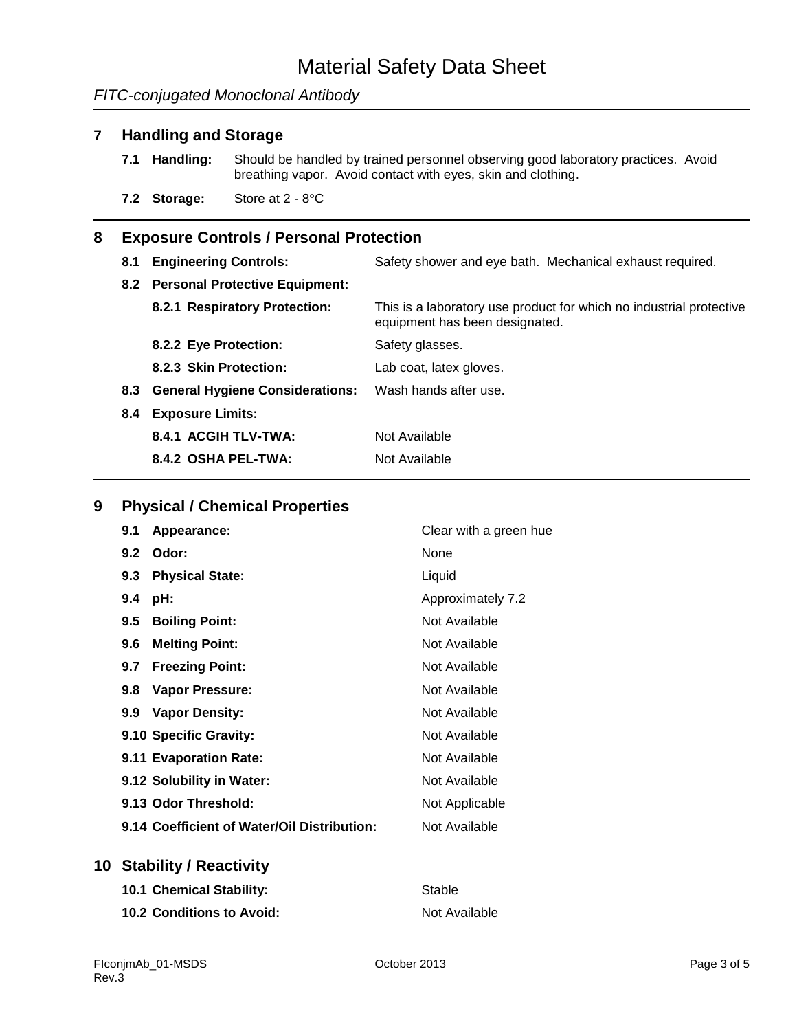# Material Safety Data Sheet

*FITC-conjugated Monoclonal Antibody*

## 7 Handling and Storage

**7.1 Handling:** Should be handled by trained personnel observing good laboratory practices. Avoid breathing vapor. Avoid contact with eyes, skin and clothing.

**7.2 Storage:** Store at 2 - 8°C

## 8 Exposure Controls / Personal Protection

**8.1 Engineering Controls:** Safety shower and eye bath. Mechanical exhaust required.

**8.2 Personal Protective Equipment:**

**8.2.1 Respiratory Protection:** This is a laboratory use product for which no industrial protective equipment has been designated.

**8.2.2 Eye Protection:** Safety glasses.

**8.2.3 Skin Protection:** Lab coat, latex gloves.

**8.3 General Hygiene Considerations:** Wash hands after use.

**8.4 Exposure Limits:**

**8.4.1 ACGIH TLV-TWA:** Not Available

**8.4.2 OSHA PEL-TWA:** Not Available

## 9 Physical / Chemical Properties

| | |
|---|---|
| **9.1 Appearance:** | Clear with a green hue |
| **9.2 Odor:** | None |
| **9.3 Physical State:** | Liquid |
| **9.4 pH:** | Approximately 7.2 |
| **9.5 Boiling Point:** | Not Available |
| **9.6 Melting Point:** | Not Available |
| **9.7 Freezing Point:** | Not Available |
| **9.8 Vapor Pressure:** | Not Available |
| **9.9 Vapor Density:** | Not Available |
| **9.10 Specific Gravity:** | Not Available |
| **9.11 Evaporation Rate:** | Not Available |
| **9.12 Solubility in Water:** | Not Available |
| **9.13 Odor Threshold:** | Not Applicable |
| **9.14 Coefficient of Water/Oil Distribution:** | Not Available |

## 10 Stability / Reactivity

| | |
|---|---|
| **10.1 Chemical Stability:** | Stable |
| **10.2 Conditions to Avoid:** | Not Available |

FIconjmAb_01-MSDS Rev.3 October 2013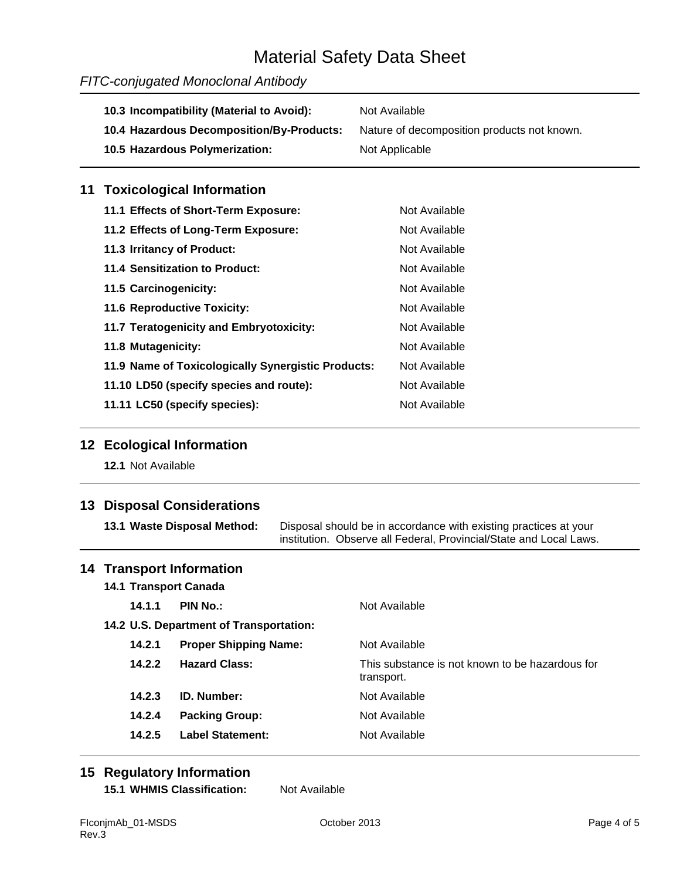| | |
|---|---|
| **10.3 Incompatibility (Material to Avoid):** | Not Available |
| **10.4 Hazardous Decomposition/By-Products:** | Nature of decomposition products not known. |
| **10.5 Hazardous Polymerization:** | Not Applicable |

## 11 Toxicological Information

| | |
|---|---|
| **11.1 Effects of Short-Term Exposure:** | Not Available |
| **11.2 Effects of Long-Term Exposure:** | Not Available |
| **11.3 Irritancy of Product:** | Not Available |
| **11.4 Sensitization to Product:** | Not Available |
| **11.5 Carcinogenicity:** | Not Available |
| **11.6 Reproductive Toxicity:** | Not Available |
| **11.7 Teratogenicity and Embryotoxicity:** | Not Available |
| **11.8 Mutagenicity:** | Not Available |
| **11.9 Name of Toxicologically Synergistic Products:** | Not Available |
| **11.10 LD50 (specify species and route):** | Not Available |
| **11.11 LC50 (specify species):** | Not Available |

## 12 Ecological Information

**12.1** Not Available

## 13 Disposal Considerations

| | |
|---|---|
| **13.1 Waste Disposal Method:** | Disposal should be in accordance with existing practices at your institution. Observe all Federal, Provincial/State and Local Laws. |

## 14 Transport Information

**14.1 Transport Canada**

| | | |
|---|---|---|
| **14.1.1** | **PIN No.:** | Not Available |

**14.2 U.S. Department of Transportation:**

| | | |
|---|---|---|
| **14.2.1** | **Proper Shipping Name:** | Not Available |
| **14.2.2** | **Hazard Class:** | This substance is not known to be hazardous for transport. |
| **14.2.3** | **ID. Number:** | Not Available |
| **14.2.4** | **Packing Group:** | Not Available |
| **14.2.5** | **Label Statement:** | Not Available |

## 15 Regulatory Information

| | |
|---|---|
| **15.1 WHMIS Classification:** | Not Available |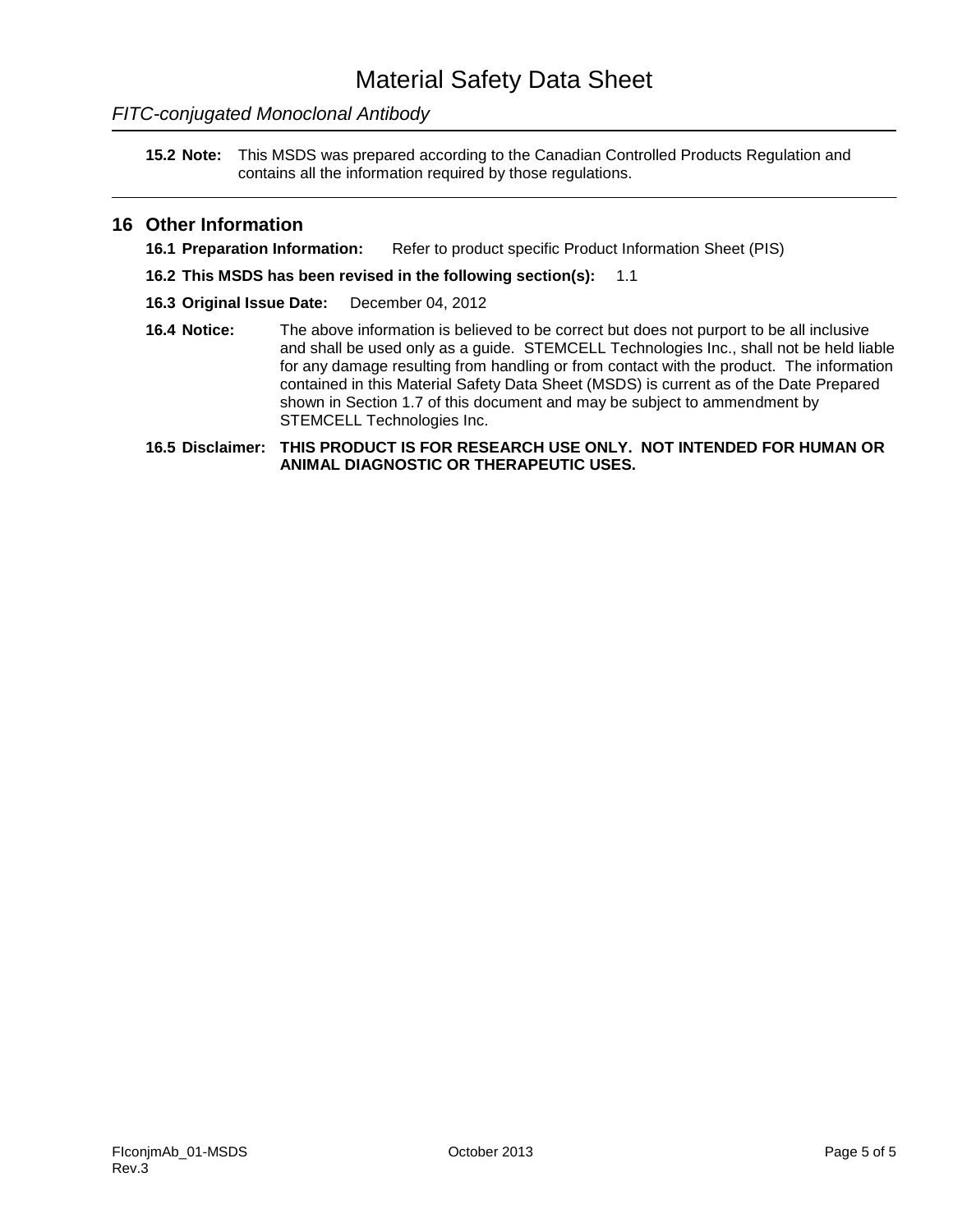**15.2 Note:** This MSDS was prepared according to the Canadian Controlled Products Regulation and contains all the information required by those regulations.

## 16 Other Information

**16.1 Preparation Information:** Refer to product specific Product Information Sheet (PIS)

**16.2 This MSDS has been revised in the following section(s):** 1.1

**16.3 Original Issue Date:** December 04, 2012

**16.4 Notice:** The above information is believed to be correct but does not purport to be all inclusive and shall be used only as a guide. STEMCELL Technologies Inc., shall not be held liable for any damage resulting from handling or from contact with the product. The information contained in this Material Safety Data Sheet (MSDS) is current as of the Date Prepared shown in Section 1.7 of this document and may be subject to ammendment by STEMCELL Technologies Inc.

**16.5 Disclaimer: THIS PRODUCT IS FOR RESEARCH USE ONLY. NOT INTENDED FOR HUMAN OR ANIMAL DIAGNOSTIC OR THERAPEUTIC USES.**